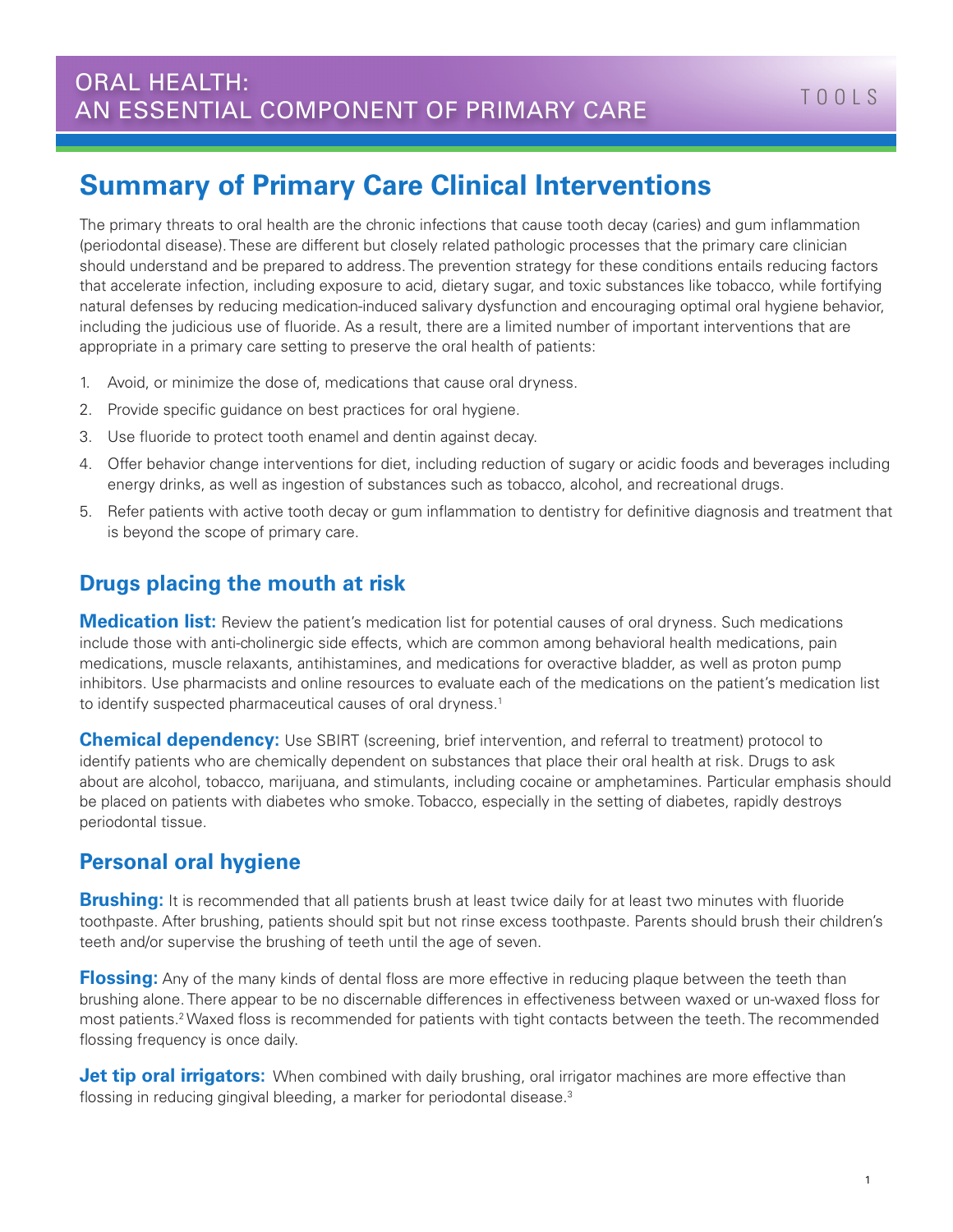# ORAL HEALTH: AN ESSENTIAL COMPONENT OF PRIMARY CARE

TOOLS

## Summary of Primary Care Clinical Interventions

The primary threats to oral health are the chronic infections that cause tooth decay (caries) and gum inflammation (periodontal disease). These are different but closely related pathologic processes that the primary care clinician should understand and be prepared to address. The prevention strategy for these conditions entails reducing factors that accelerate infection, including exposure to acid, dietary sugar, and toxic substances like tobacco, while fortifying natural defenses by reducing medication-induced salivary dysfunction and encouraging optimal oral hygiene behavior, including the judicious use of fluoride. As a result, there are a limited number of important interventions that are appropriate in a primary care setting to preserve the oral health of patients:

1. Avoid, or minimize the dose of, medications that cause oral dryness.
2. Provide specific guidance on best practices for oral hygiene.
3. Use fluoride to protect tooth enamel and dentin against decay.
4. Offer behavior change interventions for diet, including reduction of sugary or acidic foods and beverages including energy drinks, as well as ingestion of substances such as tobacco, alcohol, and recreational drugs.
5. Refer patients with active tooth decay or gum inflammation to dentistry for definitive diagnosis and treatment that is beyond the scope of primary care.

### Drugs placing the mouth at risk

**Medication list:** Review the patient's medication list for potential causes of oral dryness. Such medications include those with anti-cholinergic side effects, which are common among behavioral health medications, pain medications, muscle relaxants, antihistamines, and medications for overactive bladder, as well as proton pump inhibitors. Use pharmacists and online resources to evaluate each of the medications on the patient's medication list to identify suspected pharmaceutical causes of oral dryness.[1]

**Chemical dependency:** Use SBIRT (screening, brief intervention, and referral to treatment) protocol to identify patients who are chemically dependent on substances that place their oral health at risk. Drugs to ask about are alcohol, tobacco, marijuana, and stimulants, including cocaine or amphetamines. Particular emphasis should be placed on patients with diabetes who smoke. Tobacco, especially in the setting of diabetes, rapidly destroys periodontal tissue.

### Personal oral hygiene

**Brushing:** It is recommended that all patients brush at least twice daily for at least two minutes with fluoride toothpaste. After brushing, patients should spit but not rinse excess toothpaste. Parents should brush their children's teeth and/or supervise the brushing of teeth until the age of seven.

**Flossing:** Any of the many kinds of dental floss are more effective in reducing plaque between the teeth than brushing alone. There appear to be no discernable differences in effectiveness between waxed or un-waxed floss for most patients.[2] Waxed floss is recommended for patients with tight contacts between the teeth. The recommended flossing frequency is once daily.

**Jet tip oral irrigators:** When combined with daily brushing, oral irrigator machines are more effective than flossing in reducing gingival bleeding, a marker for periodontal disease.[3]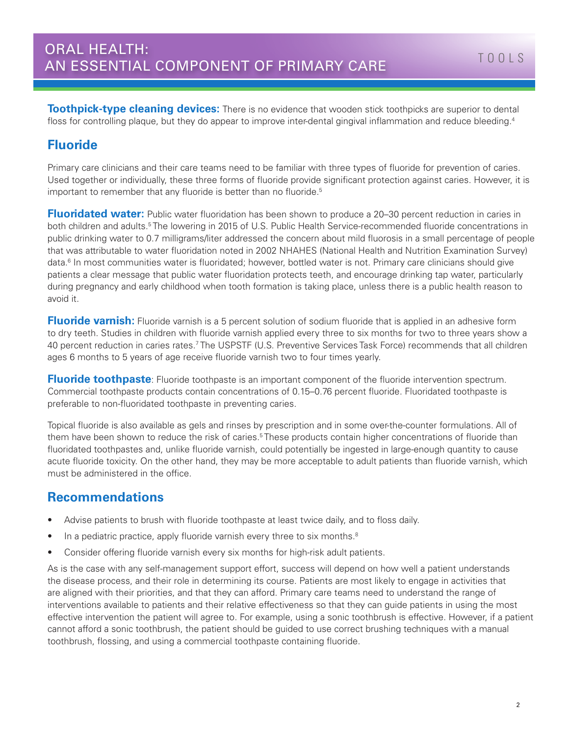**Toothpick-type cleaning devices:** There is no evidence that wooden stick toothpicks are superior to dental floss for controlling plaque, but they do appear to improve inter-dental gingival inflammation and reduce bleeding.[4]

## Fluoride

Primary care clinicians and their care teams need to be familiar with three types of fluoride for prevention of caries. Used together or individually, these three forms of fluoride provide significant protection against caries. However, it is important to remember that any fluoride is better than no fluoride.[5]

**Fluoridated water:** Public water fluoridation has been shown to produce a 20–30 percent reduction in caries in both children and adults.[5] The lowering in 2015 of U.S. Public Health Service-recommended fluoride concentrations in public drinking water to 0.7 milligrams/liter addressed the concern about mild fluorosis in a small percentage of people that was attributable to water fluoridation noted in 2002 NHAHES (National Health and Nutrition Examination Survey) data.[6] In most communities water is fluoridated; however, bottled water is not. Primary care clinicians should give patients a clear message that public water fluoridation protects teeth, and encourage drinking tap water, particularly during pregnancy and early childhood when tooth formation is taking place, unless there is a public health reason to avoid it.

**Fluoride varnish:** Fluoride varnish is a 5 percent solution of sodium fluoride that is applied in an adhesive form to dry teeth. Studies in children with fluoride varnish applied every three to six months for two to three years show a 40 percent reduction in caries rates.[7] The USPSTF (U.S. Preventive Services Task Force) recommends that all children ages 6 months to 5 years of age receive fluoride varnish two to four times yearly.

**Fluoride toothpaste**: Fluoride toothpaste is an important component of the fluoride intervention spectrum. Commercial toothpaste products contain concentrations of 0.15–0.76 percent fluoride. Fluoridated toothpaste is preferable to non-fluoridated toothpaste in preventing caries.

Topical fluoride is also available as gels and rinses by prescription and in some over-the-counter formulations. All of them have been shown to reduce the risk of caries.[5] These products contain higher concentrations of fluoride than fluoridated toothpastes and, unlike fluoride varnish, could potentially be ingested in large-enough quantity to cause acute fluoride toxicity. On the other hand, they may be more acceptable to adult patients than fluoride varnish, which must be administered in the office.

## Recommendations

- Advise patients to brush with fluoride toothpaste at least twice daily, and to floss daily.
- In a pediatric practice, apply fluoride varnish every three to six months.[8]
- Consider offering fluoride varnish every six months for high-risk adult patients.

As is the case with any self-management support effort, success will depend on how well a patient understands the disease process, and their role in determining its course. Patients are most likely to engage in activities that are aligned with their priorities, and that they can afford. Primary care teams need to understand the range of interventions available to patients and their relative effectiveness so that they can guide patients in using the most effective intervention the patient will agree to. For example, using a sonic toothbrush is effective. However, if a patient cannot afford a sonic toothbrush, the patient should be guided to use correct brushing techniques with a manual toothbrush, flossing, and using a commercial toothpaste containing fluoride.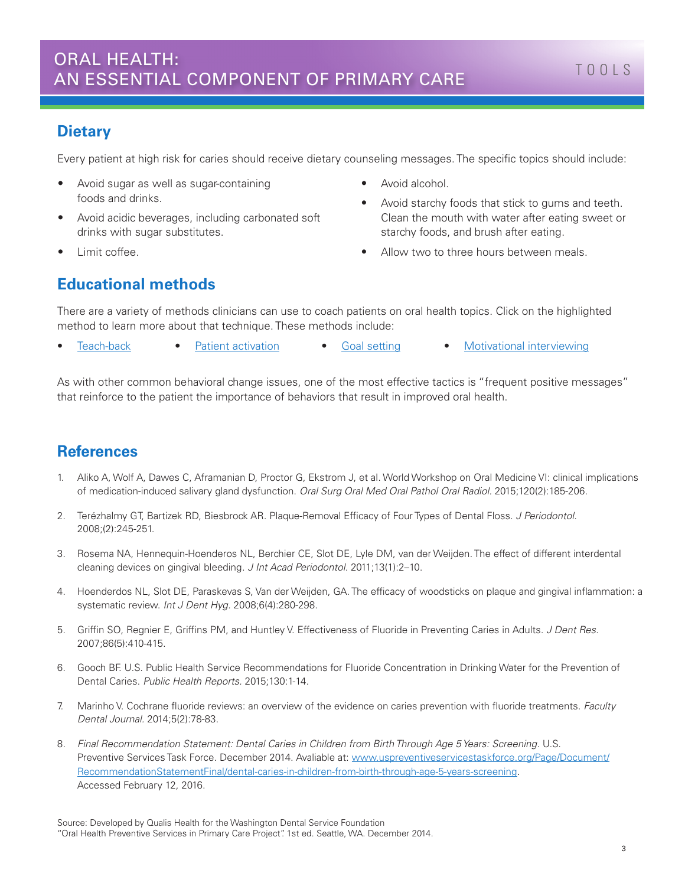## Dietary

Every patient at high risk for caries should receive dietary counseling messages. The specific topics should include:

- Avoid sugar as well as sugar-containing foods and drinks.
- Avoid acidic beverages, including carbonated soft drinks with sugar substitutes.
- Limit coffee.
- Avoid alcohol.
- Avoid starchy foods that stick to gums and teeth. Clean the mouth with water after eating sweet or starchy foods, and brush after eating.
- Allow two to three hours between meals.

## Educational methods

There are a variety of methods clinicians can use to coach patients on oral health topics. Click on the highlighted method to learn more about that technique. These methods include:

- Teach-back
- Patient activation
- Goal setting
- Motivational interviewing

As with other common behavioral change issues, one of the most effective tactics is "frequent positive messages" that reinforce to the patient the importance of behaviors that result in improved oral health.

## References

1. Aliko A, Wolf A, Dawes C, Aframanian D, Proctor G, Ekstrom J, et al. World Workshop on Oral Medicine VI: clinical implications of medication-induced salivary gland dysfunction. *Oral Surg Oral Med Oral Pathol Oral Radiol.* 2015;120(2):185-206.
2. Terézhalmy GT, Bartizek RD, Biesbrock AR. Plaque-Removal Efficacy of Four Types of Dental Floss. *J Periodontol.* 2008;(2):245-251.
3. Rosema NA, Hennequin-Hoenderos NL, Berchier CE, Slot DE, Lyle DM, van der Weijden. The effect of different interdental cleaning devices on gingival bleeding. *J Int Acad Periodontol.* 2011;13(1):2–10.
4. Hoenderdos NL, Slot DE, Paraskevas S, Van der Weijden, GA. The efficacy of woodsticks on plaque and gingival inflammation: a systematic review. *Int J Dent Hyg.* 2008;6(4):280-298.
5. Griffin SO, Regnier E, Griffins PM, and Huntley V. Effectiveness of Fluoride in Preventing Caries in Adults. *J Dent Res.* 2007;86(5):410-415.
6. Gooch BF. U.S. Public Health Service Recommendations for Fluoride Concentration in Drinking Water for the Prevention of Dental Caries. *Public Health Reports.* 2015;130:1-14.
7. Marinho V. Cochrane fluoride reviews: an overview of the evidence on caries prevention with fluoride treatments. *Faculty Dental Journal.* 2014;5(2):78-83.
8. *Final Recommendation Statement: Dental Caries in Children from Birth Through Age 5 Years: Screening.* U.S. Preventive Services Task Force. December 2014. Avaliable at: www.uspreventiveservicestaskforce.org/Page/Document/RecommendationStatementFinal/dental-caries-in-children-from-birth-through-age-5-years-screening. Accessed February 12, 2016.

Source: Developed by Qualis Health for the Washington Dental Service Foundation "Oral Health Preventive Services in Primary Care Project". 1st ed. Seattle, WA. December 2014.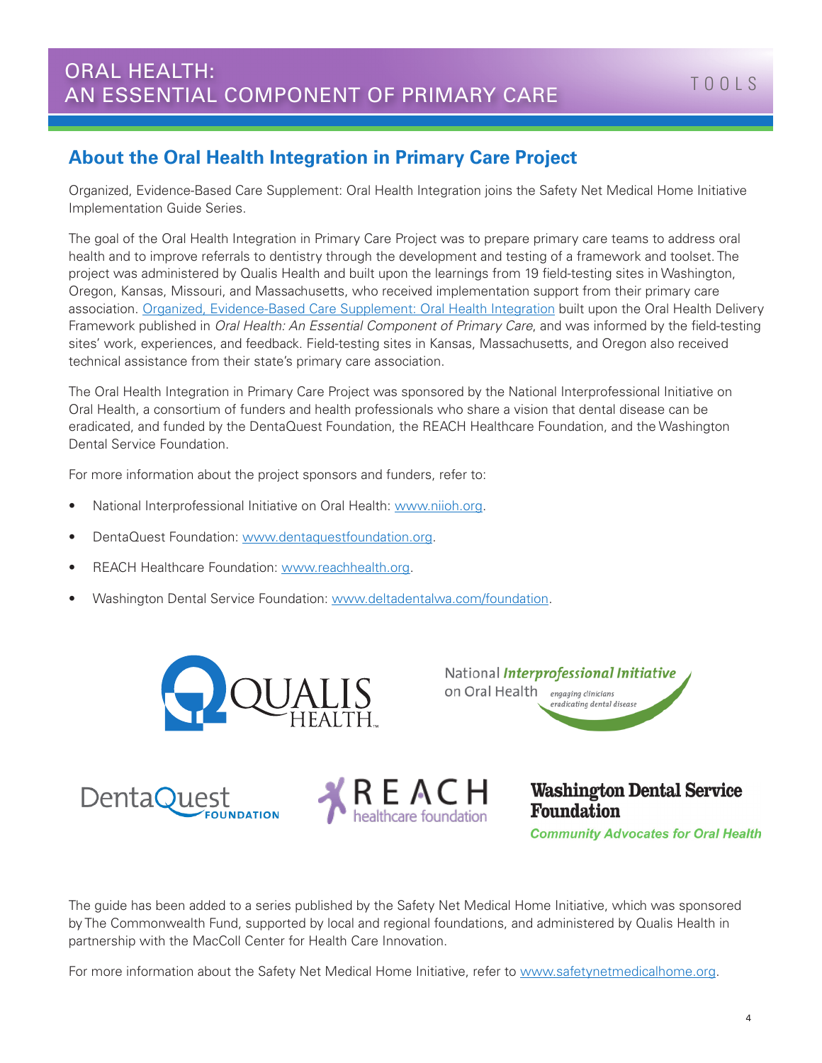## About the Oral Health Integration in Primary Care Project

Organized, Evidence-Based Care Supplement: Oral Health Integration joins the Safety Net Medical Home Initiative Implementation Guide Series.

The goal of the Oral Health Integration in Primary Care Project was to prepare primary care teams to address oral health and to improve referrals to dentistry through the development and testing of a framework and toolset. The project was administered by Qualis Health and built upon the learnings from 19 field-testing sites in Washington, Oregon, Kansas, Missouri, and Massachusetts, who received implementation support from their primary care association. Organized, Evidence-Based Care Supplement: Oral Health Integration built upon the Oral Health Delivery Framework published in *Oral Health: An Essential Component of Primary Care*, and was informed by the field-testing sites' work, experiences, and feedback. Field-testing sites in Kansas, Massachusetts, and Oregon also received technical assistance from their state's primary care association.

The Oral Health Integration in Primary Care Project was sponsored by the National Interprofessional Initiative on Oral Health, a consortium of funders and health professionals who share a vision that dental disease can be eradicated, and funded by the DentaQuest Foundation, the REACH Healthcare Foundation, and the Washington Dental Service Foundation.

For more information about the project sponsors and funders, refer to:

- National Interprofessional Initiative on Oral Health: www.niioh.org.
- DentaQuest Foundation: www.dentaquestfoundation.org.
- REACH Healthcare Foundation: www.reachhealth.org.
- Washington Dental Service Foundation: www.deltadentalwa.com/foundation.

QUALIS HEALTH

National Interprofessional Initiative on Oral Health — engaging clinicians eradicating dental disease

DentaQuest FOUNDATION

REACH healthcare foundation

Washington Dental Service Foundation — Community Advocates for Oral Health

The guide has been added to a series published by the Safety Net Medical Home Initiative, which was sponsored by The Commonwealth Fund, supported by local and regional foundations, and administered by Qualis Health in partnership with the MacColl Center for Health Care Innovation.

For more information about the Safety Net Medical Home Initiative, refer to www.safetynetmedicalhome.org.